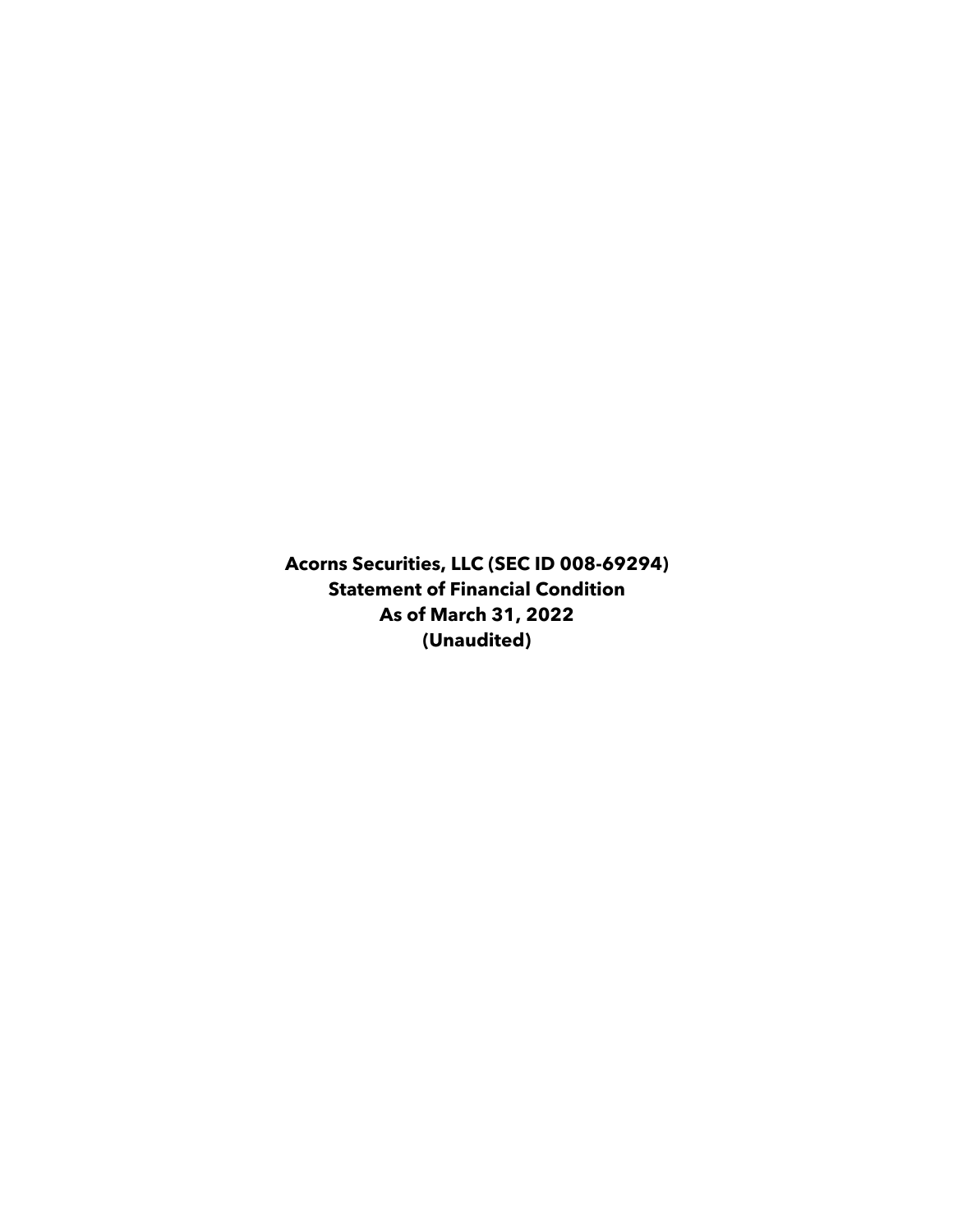**Acorns Securities, LLC (SEC ID 008-69294)**
**Statement of Financial Condition**
**As of March 31, 2022**
**(Unaudited)**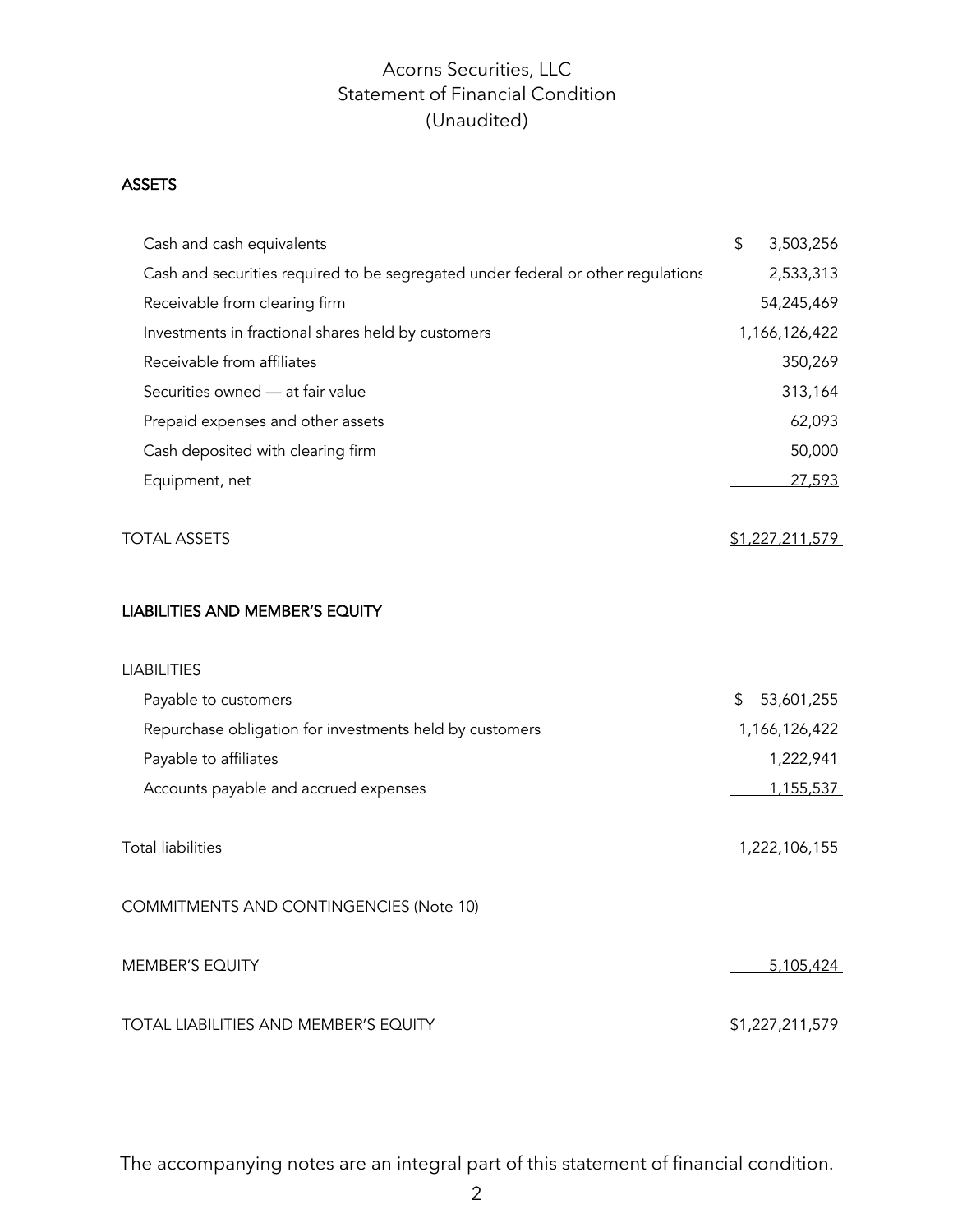# Acorns Securities, LLC
## Statement of Financial Condition
## (Unaudited)

### ASSETS

| | |
|---|---|
| Cash and cash equivalents | $ 3,503,256 |
| Cash and securities required to be segregated under federal or other regulations | 2,533,313 |
| Receivable from clearing firm | 54,245,469 |
| Investments in fractional shares held by customers | 1,166,126,422 |
| Receivable from affiliates | 350,269 |
| Securities owned — at fair value | 313,164 |
| Prepaid expenses and other assets | 62,093 |
| Cash deposited with clearing firm | 50,000 |
| Equipment, net | 27,593 |
| TOTAL ASSETS | $1,227,211,579 |

### LIABILITIES AND MEMBER'S EQUITY

| | |
|---|---|
| LIABILITIES | |
| Payable to customers | $ 53,601,255 |
| Repurchase obligation for investments held by customers | 1,166,126,422 |
| Payable to affiliates | 1,222,941 |
| Accounts payable and accrued expenses | 1,155,537 |
| Total liabilities | 1,222,106,155 |
| COMMITMENTS AND CONTINGENCIES (Note 10) | |
| MEMBER'S EQUITY | 5,105,424 |
| TOTAL LIABILITIES AND MEMBER'S EQUITY | $1,227,211,579 |

The accompanying notes are an integral part of this statement of financial condition.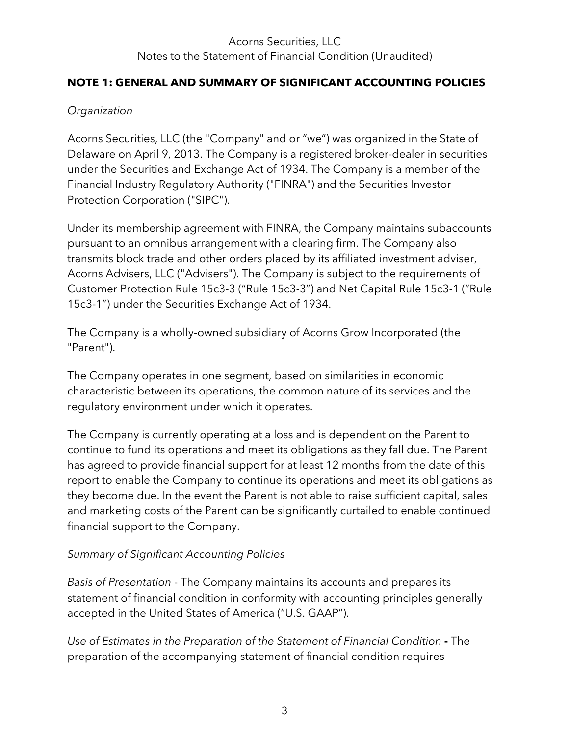Acorns Securities, LLC

Notes to the Statement of Financial Condition (Unaudited)

## NOTE 1: GENERAL AND SUMMARY OF SIGNIFICANT ACCOUNTING POLICIES

*Organization*

Acorns Securities, LLC (the "Company" and or "we") was organized in the State of Delaware on April 9, 2013. The Company is a registered broker-dealer in securities under the Securities and Exchange Act of 1934. The Company is a member of the Financial Industry Regulatory Authority ("FINRA") and the Securities Investor Protection Corporation ("SIPC").

Under its membership agreement with FINRA, the Company maintains subaccounts pursuant to an omnibus arrangement with a clearing firm. The Company also transmits block trade and other orders placed by its affiliated investment adviser, Acorns Advisers, LLC ("Advisers"). The Company is subject to the requirements of Customer Protection Rule 15c3-3 ("Rule 15c3-3") and Net Capital Rule 15c3-1 ("Rule 15c3-1") under the Securities Exchange Act of 1934.

The Company is a wholly-owned subsidiary of Acorns Grow Incorporated (the "Parent").

The Company operates in one segment, based on similarities in economic characteristic between its operations, the common nature of its services and the regulatory environment under which it operates.

The Company is currently operating at a loss and is dependent on the Parent to continue to fund its operations and meet its obligations as they fall due. The Parent has agreed to provide financial support for at least 12 months from the date of this report to enable the Company to continue its operations and meet its obligations as they become due. In the event the Parent is not able to raise sufficient capital, sales and marketing costs of the Parent can be significantly curtailed to enable continued financial support to the Company.

*Summary of Significant Accounting Policies*

*Basis of Presentation* - The Company maintains its accounts and prepares its statement of financial condition in conformity with accounting principles generally accepted in the United States of America ("U.S. GAAP").

*Use of Estimates in the Preparation of the Statement of Financial Condition* **-** The preparation of the accompanying statement of financial condition requires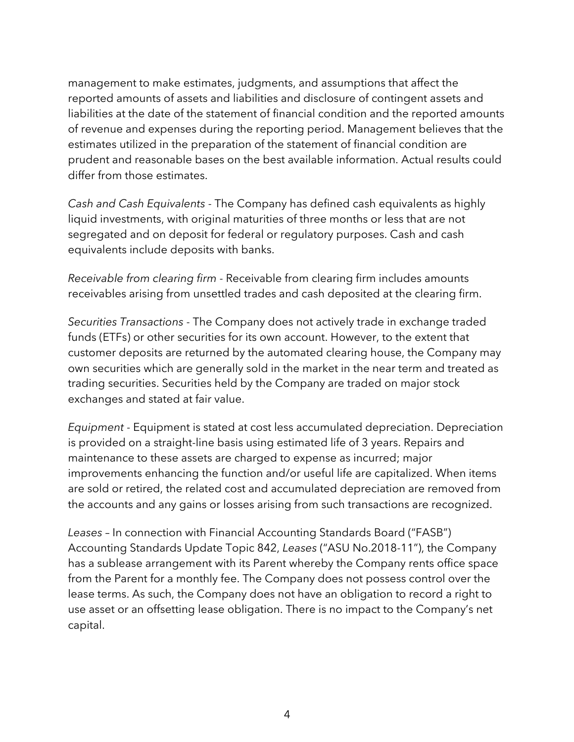management to make estimates, judgments, and assumptions that affect the reported amounts of assets and liabilities and disclosure of contingent assets and liabilities at the date of the statement of financial condition and the reported amounts of revenue and expenses during the reporting period. Management believes that the estimates utilized in the preparation of the statement of financial condition are prudent and reasonable bases on the best available information. Actual results could differ from those estimates.

*Cash and Cash Equivalents* - The Company has defined cash equivalents as highly liquid investments, with original maturities of three months or less that are not segregated and on deposit for federal or regulatory purposes. Cash and cash equivalents include deposits with banks.

*Receivable from clearing firm* - Receivable from clearing firm includes amounts receivables arising from unsettled trades and cash deposited at the clearing firm.

*Securities Transactions* - The Company does not actively trade in exchange traded funds (ETFs) or other securities for its own account. However, to the extent that customer deposits are returned by the automated clearing house, the Company may own securities which are generally sold in the market in the near term and treated as trading securities. Securities held by the Company are traded on major stock exchanges and stated at fair value.

*Equipment* - Equipment is stated at cost less accumulated depreciation. Depreciation is provided on a straight-line basis using estimated life of 3 years. Repairs and maintenance to these assets are charged to expense as incurred; major improvements enhancing the function and/or useful life are capitalized. When items are sold or retired, the related cost and accumulated depreciation are removed from the accounts and any gains or losses arising from such transactions are recognized.

*Leases* – In connection with Financial Accounting Standards Board ("FASB") Accounting Standards Update Topic 842, *Leases* ("ASU No.2018-11"), the Company has a sublease arrangement with its Parent whereby the Company rents office space from the Parent for a monthly fee. The Company does not possess control over the lease terms. As such, the Company does not have an obligation to record a right to use asset or an offsetting lease obligation. There is no impact to the Company's net capital.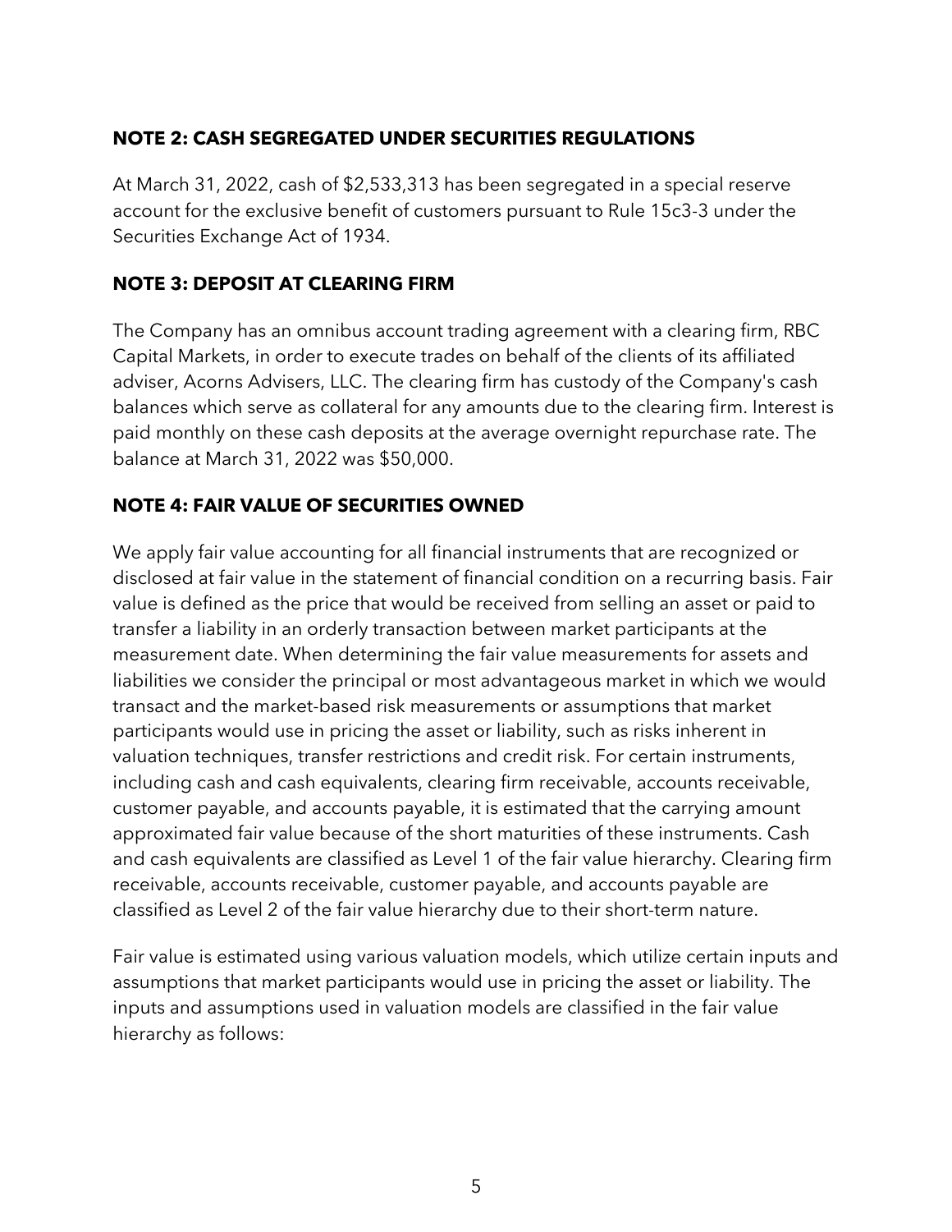## NOTE 2: CASH SEGREGATED UNDER SECURITIES REGULATIONS

At March 31, 2022, cash of $2,533,313 has been segregated in a special reserve account for the exclusive benefit of customers pursuant to Rule 15c3-3 under the Securities Exchange Act of 1934.

## NOTE 3: DEPOSIT AT CLEARING FIRM

The Company has an omnibus account trading agreement with a clearing firm, RBC Capital Markets, in order to execute trades on behalf of the clients of its affiliated adviser, Acorns Advisers, LLC. The clearing firm has custody of the Company's cash balances which serve as collateral for any amounts due to the clearing firm. Interest is paid monthly on these cash deposits at the average overnight repurchase rate. The balance at March 31, 2022 was $50,000.

## NOTE 4: FAIR VALUE OF SECURITIES OWNED

We apply fair value accounting for all financial instruments that are recognized or disclosed at fair value in the statement of financial condition on a recurring basis. Fair value is defined as the price that would be received from selling an asset or paid to transfer a liability in an orderly transaction between market participants at the measurement date. When determining the fair value measurements for assets and liabilities we consider the principal or most advantageous market in which we would transact and the market-based risk measurements or assumptions that market participants would use in pricing the asset or liability, such as risks inherent in valuation techniques, transfer restrictions and credit risk. For certain instruments, including cash and cash equivalents, clearing firm receivable, accounts receivable, customer payable, and accounts payable, it is estimated that the carrying amount approximated fair value because of the short maturities of these instruments. Cash and cash equivalents are classified as Level 1 of the fair value hierarchy. Clearing firm receivable, accounts receivable, customer payable, and accounts payable are classified as Level 2 of the fair value hierarchy due to their short-term nature.

Fair value is estimated using various valuation models, which utilize certain inputs and assumptions that market participants would use in pricing the asset or liability. The inputs and assumptions used in valuation models are classified in the fair value hierarchy as follows: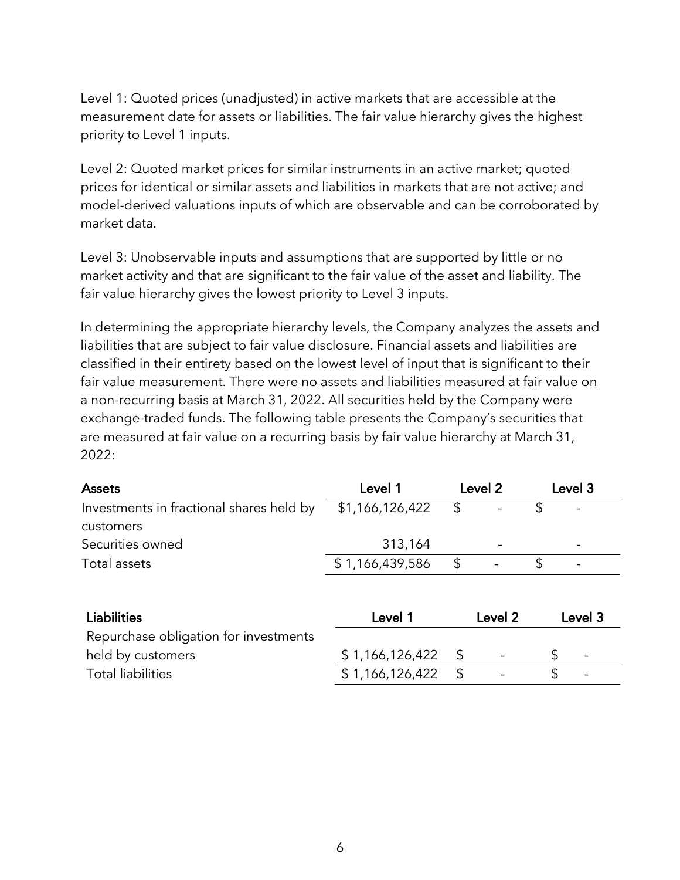Level 1: Quoted prices (unadjusted) in active markets that are accessible at the measurement date for assets or liabilities. The fair value hierarchy gives the highest priority to Level 1 inputs.

Level 2: Quoted market prices for similar instruments in an active market; quoted prices for identical or similar assets and liabilities in markets that are not active; and model-derived valuations inputs of which are observable and can be corroborated by market data.

Level 3: Unobservable inputs and assumptions that are supported by little or no market activity and that are significant to the fair value of the asset and liability. The fair value hierarchy gives the lowest priority to Level 3 inputs.

In determining the appropriate hierarchy levels, the Company analyzes the assets and liabilities that are subject to fair value disclosure. Financial assets and liabilities are classified in their entirety based on the lowest level of input that is significant to their fair value measurement. There were no assets and liabilities measured at fair value on a non-recurring basis at March 31, 2022. All securities held by the Company were exchange-traded funds. The following table presents the Company's securities that are measured at fair value on a recurring basis by fair value hierarchy at March 31, 2022:

| **Assets** | **Level 1** | **Level 2** | **Level 3** |
|---|---|---|---|
| Investments in fractional shares held by customers | $1,166,126,422 | $ - | $ - |
| Securities owned | 313,164 | - | - |
| Total assets | $ 1,166,439,586 | $ - | $ - |

| **Liabilities** | **Level 1** | **Level 2** | **Level 3** |
|---|---|---|---|
| Repurchase obligation for investments held by customers | $ 1,166,126,422 | $ - | $ - |
| Total liabilities | $ 1,166,126,422 | $ - | $ - |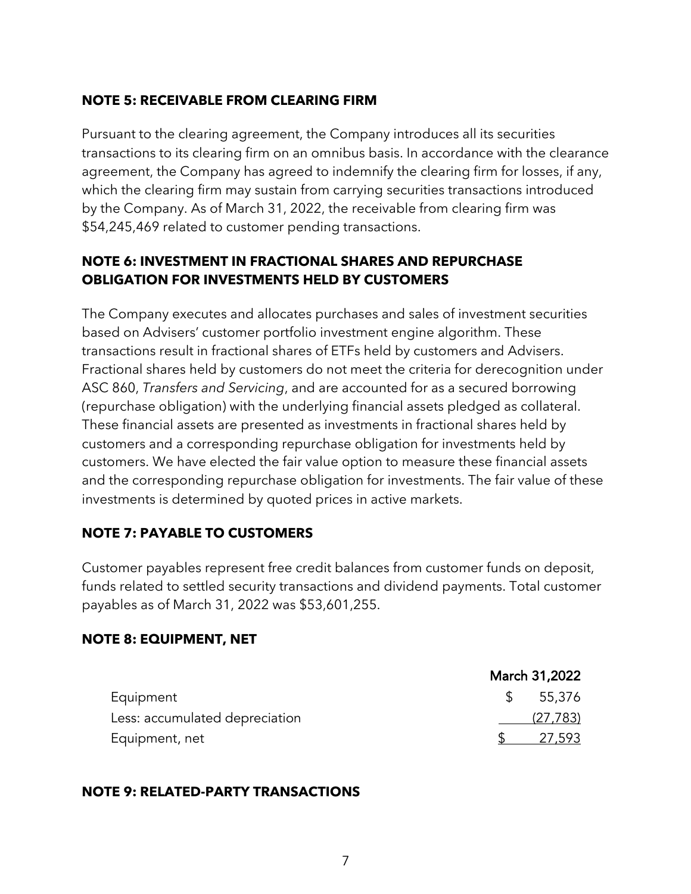## NOTE 5: RECEIVABLE FROM CLEARING FIRM

Pursuant to the clearing agreement, the Company introduces all its securities transactions to its clearing firm on an omnibus basis. In accordance with the clearance agreement, the Company has agreed to indemnify the clearing firm for losses, if any, which the clearing firm may sustain from carrying securities transactions introduced by the Company. As of March 31, 2022, the receivable from clearing firm was $54,245,469 related to customer pending transactions.

## NOTE 6: INVESTMENT IN FRACTIONAL SHARES AND REPURCHASE OBLIGATION FOR INVESTMENTS HELD BY CUSTOMERS

The Company executes and allocates purchases and sales of investment securities based on Advisers' customer portfolio investment engine algorithm. These transactions result in fractional shares of ETFs held by customers and Advisers. Fractional shares held by customers do not meet the criteria for derecognition under ASC 860, *Transfers and Servicing*, and are accounted for as a secured borrowing (repurchase obligation) with the underlying financial assets pledged as collateral. These financial assets are presented as investments in fractional shares held by customers and a corresponding repurchase obligation for investments held by customers. We have elected the fair value option to measure these financial assets and the corresponding repurchase obligation for investments. The fair value of these investments is determined by quoted prices in active markets.

## NOTE 7: PAYABLE TO CUSTOMERS

Customer payables represent free credit balances from customer funds on deposit, funds related to settled security transactions and dividend payments. Total customer payables as of March 31, 2022 was $53,601,255.

## NOTE 8: EQUIPMENT, NET

| | March 31,2022 |
|---|---|
| Equipment | $ 55,376 |
| Less: accumulated depreciation | (27,783) |
| Equipment, net | $ 27,593 |

## NOTE 9: RELATED-PARTY TRANSACTIONS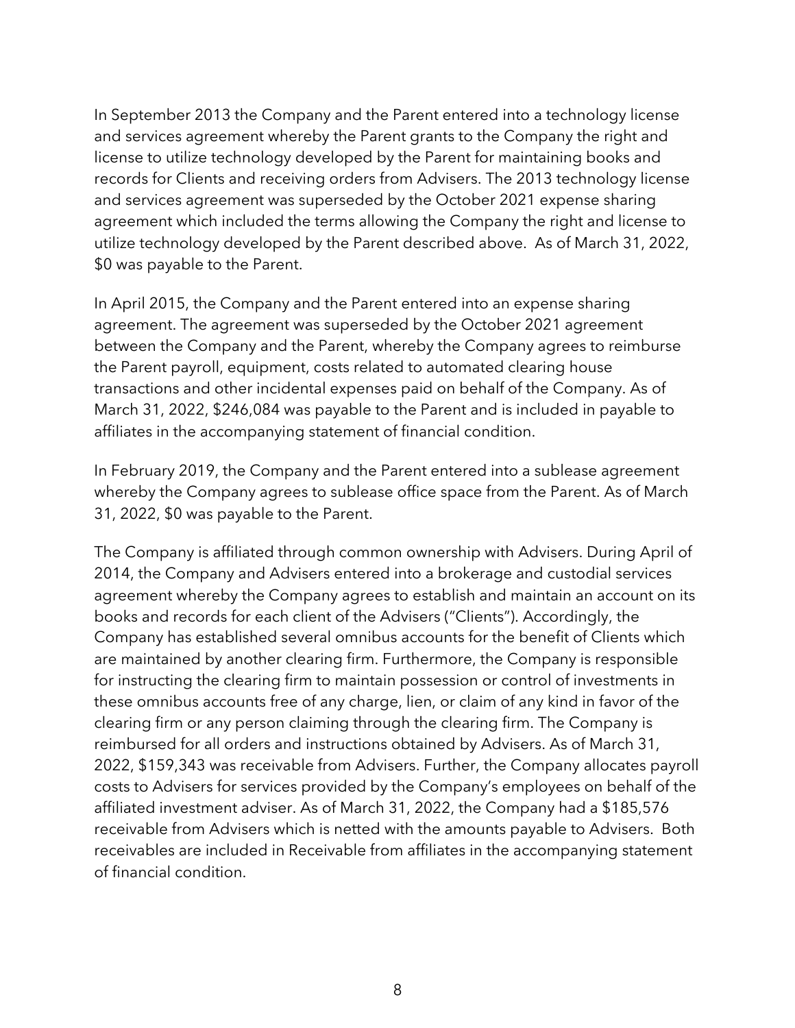In September 2013 the Company and the Parent entered into a technology license and services agreement whereby the Parent grants to the Company the right and license to utilize technology developed by the Parent for maintaining books and records for Clients and receiving orders from Advisers. The 2013 technology license and services agreement was superseded by the October 2021 expense sharing agreement which included the terms allowing the Company the right and license to utilize technology developed by the Parent described above. As of March 31, 2022, $0 was payable to the Parent.

In April 2015, the Company and the Parent entered into an expense sharing agreement. The agreement was superseded by the October 2021 agreement between the Company and the Parent, whereby the Company agrees to reimburse the Parent payroll, equipment, costs related to automated clearing house transactions and other incidental expenses paid on behalf of the Company. As of March 31, 2022, $246,084 was payable to the Parent and is included in payable to affiliates in the accompanying statement of financial condition.

In February 2019, the Company and the Parent entered into a sublease agreement whereby the Company agrees to sublease office space from the Parent. As of March 31, 2022, $0 was payable to the Parent.

The Company is affiliated through common ownership with Advisers. During April of 2014, the Company and Advisers entered into a brokerage and custodial services agreement whereby the Company agrees to establish and maintain an account on its books and records for each client of the Advisers ("Clients"). Accordingly, the Company has established several omnibus accounts for the benefit of Clients which are maintained by another clearing firm. Furthermore, the Company is responsible for instructing the clearing firm to maintain possession or control of investments in these omnibus accounts free of any charge, lien, or claim of any kind in favor of the clearing firm or any person claiming through the clearing firm. The Company is reimbursed for all orders and instructions obtained by Advisers. As of March 31, 2022, $159,343 was receivable from Advisers. Further, the Company allocates payroll costs to Advisers for services provided by the Company's employees on behalf of the affiliated investment adviser. As of March 31, 2022, the Company had a $185,576 receivable from Advisers which is netted with the amounts payable to Advisers. Both receivables are included in Receivable from affiliates in the accompanying statement of financial condition.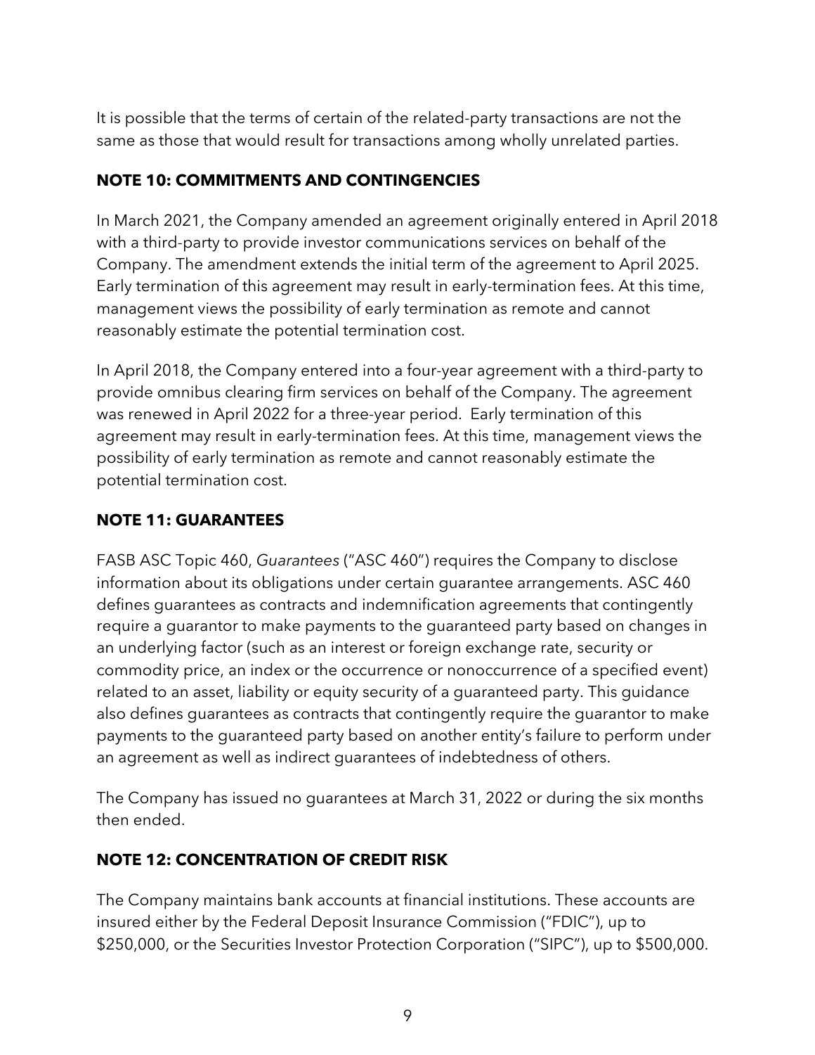It is possible that the terms of certain of the related-party transactions are not the same as those that would result for transactions among wholly unrelated parties.

## NOTE 10: COMMITMENTS AND CONTINGENCIES

In March 2021, the Company amended an agreement originally entered in April 2018 with a third-party to provide investor communications services on behalf of the Company. The amendment extends the initial term of the agreement to April 2025. Early termination of this agreement may result in early-termination fees. At this time, management views the possibility of early termination as remote and cannot reasonably estimate the potential termination cost.

In April 2018, the Company entered into a four-year agreement with a third-party to provide omnibus clearing firm services on behalf of the Company. The agreement was renewed in April 2022 for a three-year period. Early termination of this agreement may result in early-termination fees. At this time, management views the possibility of early termination as remote and cannot reasonably estimate the potential termination cost.

## NOTE 11: GUARANTEES

FASB ASC Topic 460, *Guarantees* ("ASC 460") requires the Company to disclose information about its obligations under certain guarantee arrangements. ASC 460 defines guarantees as contracts and indemnification agreements that contingently require a guarantor to make payments to the guaranteed party based on changes in an underlying factor (such as an interest or foreign exchange rate, security or commodity price, an index or the occurrence or nonoccurrence of a specified event) related to an asset, liability or equity security of a guaranteed party. This guidance also defines guarantees as contracts that contingently require the guarantor to make payments to the guaranteed party based on another entity's failure to perform under an agreement as well as indirect guarantees of indebtedness of others.

The Company has issued no guarantees at March 31, 2022 or during the six months then ended.

## NOTE 12: CONCENTRATION OF CREDIT RISK

The Company maintains bank accounts at financial institutions. These accounts are insured either by the Federal Deposit Insurance Commission ("FDIC"), up to $250,000, or the Securities Investor Protection Corporation ("SIPC"), up to $500,000.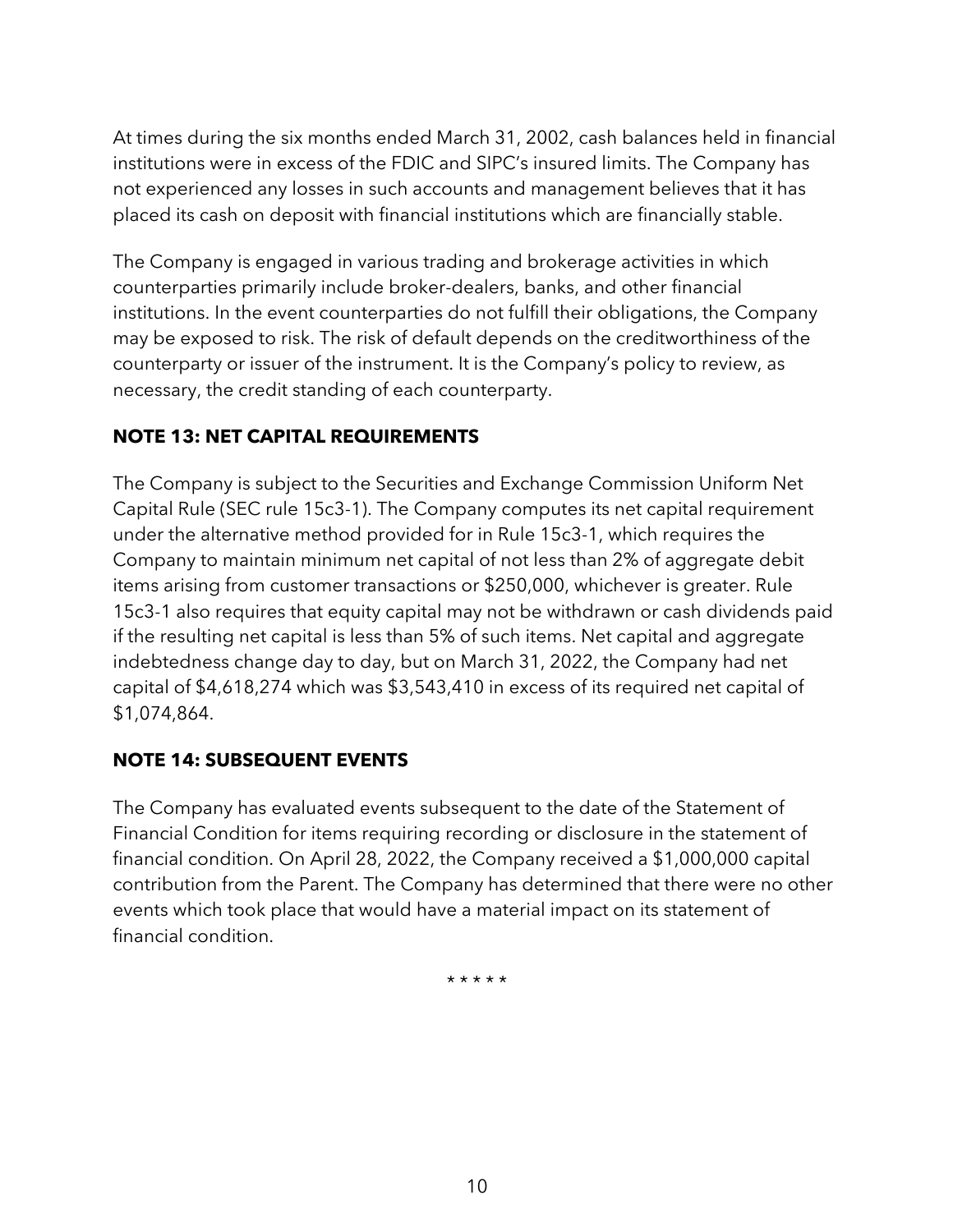At times during the six months ended March 31, 2002, cash balances held in financial institutions were in excess of the FDIC and SIPC's insured limits. The Company has not experienced any losses in such accounts and management believes that it has placed its cash on deposit with financial institutions which are financially stable.

The Company is engaged in various trading and brokerage activities in which counterparties primarily include broker-dealers, banks, and other financial institutions. In the event counterparties do not fulfill their obligations, the Company may be exposed to risk. The risk of default depends on the creditworthiness of the counterparty or issuer of the instrument. It is the Company's policy to review, as necessary, the credit standing of each counterparty.

## NOTE 13: NET CAPITAL REQUIREMENTS

The Company is subject to the Securities and Exchange Commission Uniform Net Capital Rule (SEC rule 15c3-1). The Company computes its net capital requirement under the alternative method provided for in Rule 15c3-1, which requires the Company to maintain minimum net capital of not less than 2% of aggregate debit items arising from customer transactions or $250,000, whichever is greater. Rule 15c3-1 also requires that equity capital may not be withdrawn or cash dividends paid if the resulting net capital is less than 5% of such items. Net capital and aggregate indebtedness change day to day, but on March 31, 2022, the Company had net capital of $4,618,274 which was $3,543,410 in excess of its required net capital of $1,074,864.

## NOTE 14: SUBSEQUENT EVENTS

The Company has evaluated events subsequent to the date of the Statement of Financial Condition for items requiring recording or disclosure in the statement of financial condition. On April 28, 2022, the Company received a $1,000,000 capital contribution from the Parent. The Company has determined that there were no other events which took place that would have a material impact on its statement of financial condition.

* * * * *